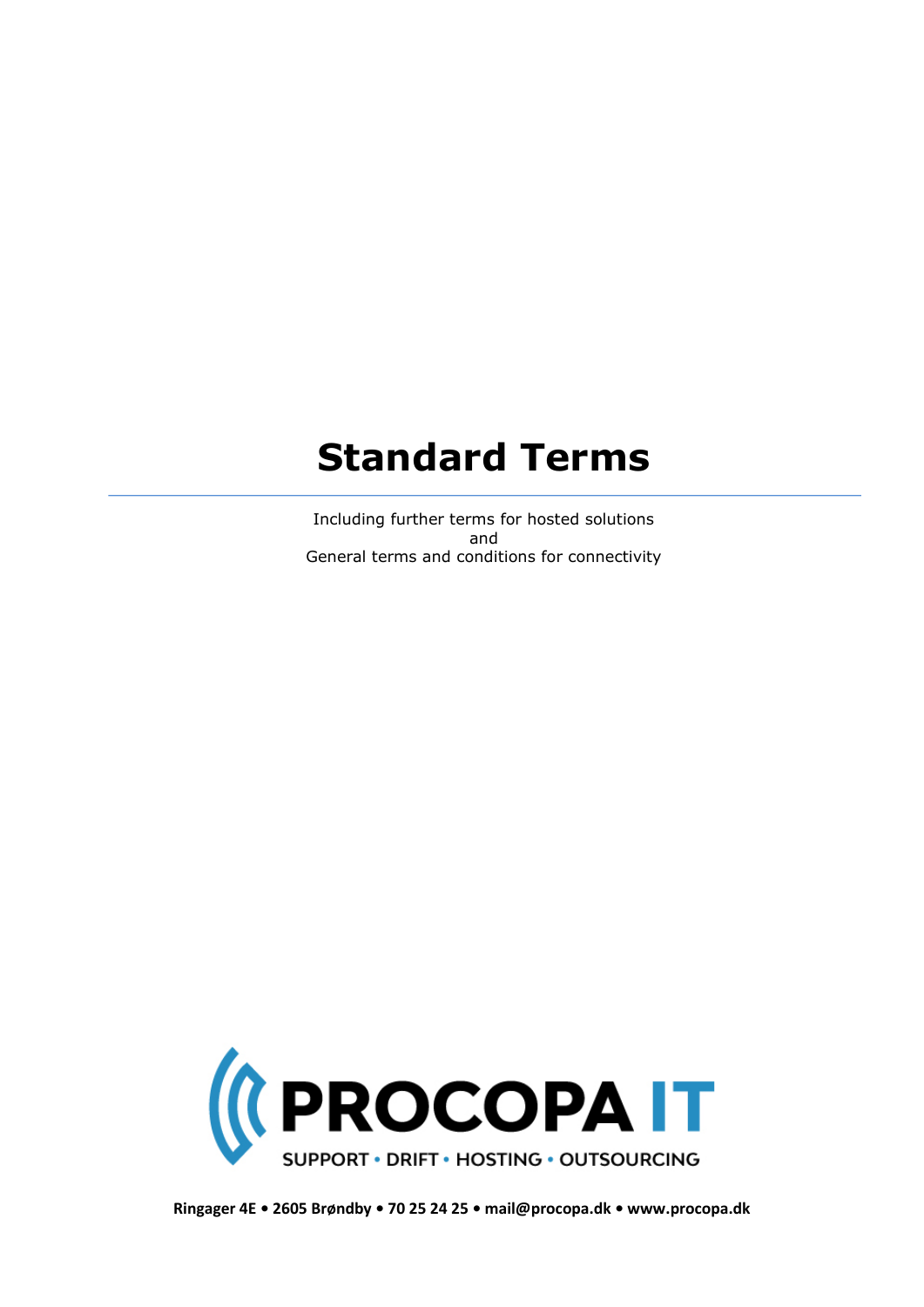# Standard Terms

Including further terms for hosted solutions
and
General terms and conditions for connectivity

PROCOPA IT

SUPPORT • DRIFT • HOSTING • OUTSOURCING

**Ringager 4E • 2605 Brøndby • 70 25 24 25 • mail@procopa.dk • www.procopa.dk**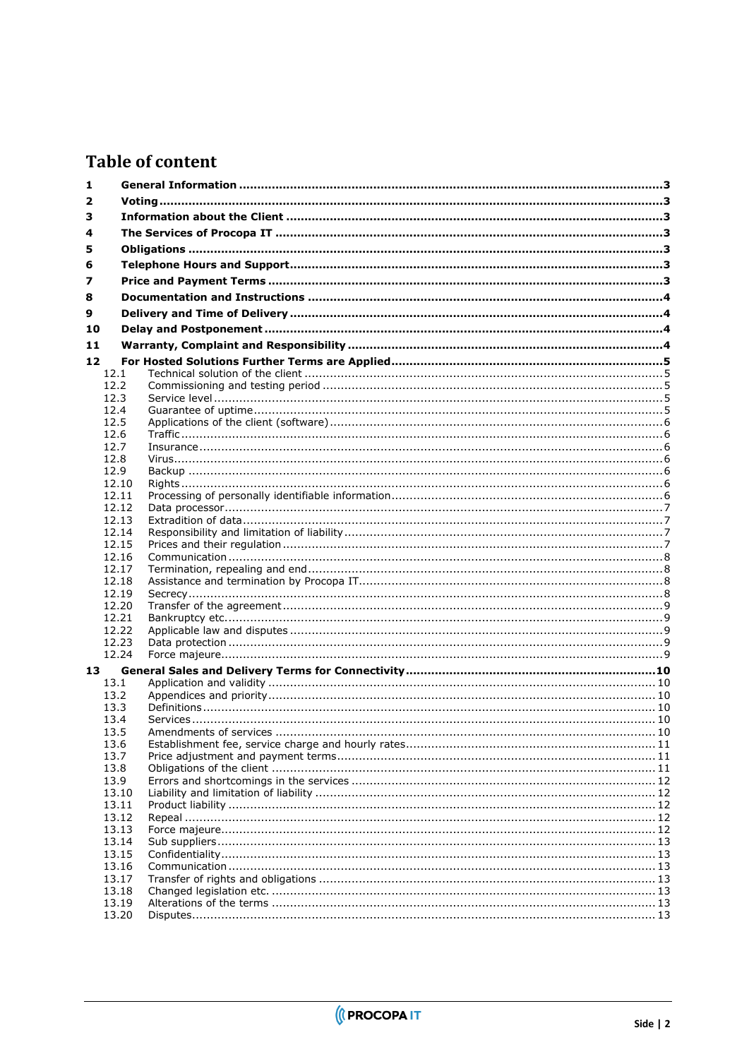# Table of content

| | | |
|---|---|---|
| **1** | **General Information** | **3** |
| **2** | **Voting** | **3** |
| **3** | **Information about the Client** | **3** |
| **4** | **The Services of Procopa IT** | **3** |
| **5** | **Obligations** | **3** |
| **6** | **Telephone Hours and Support** | **3** |
| **7** | **Price and Payment Terms** | **3** |
| **8** | **Documentation and Instructions** | **4** |
| **9** | **Delivery and Time of Delivery** | **4** |
| **10** | **Delay and Postponement** | **4** |
| **11** | **Warranty, Complaint and Responsibility** | **4** |
| **12** | **For Hosted Solutions Further Terms are Applied** | **5** |
| 12.1 | Technical solution of the client | 5 |
| 12.2 | Commissioning and testing period | 5 |
| 12.3 | Service level | 5 |
| 12.4 | Guarantee of uptime | 5 |
| 12.5 | Applications of the client (software) | 6 |
| 12.6 | Traffic | 6 |
| 12.7 | Insurance | 6 |
| 12.8 | Virus | 6 |
| 12.9 | Backup | 6 |
| 12.10 | Rights | 6 |
| 12.11 | Processing of personally identifiable information | 6 |
| 12.12 | Data processor | 7 |
| 12.13 | Extradition of data | 7 |
| 12.14 | Responsibility and limitation of liability | 7 |
| 12.15 | Prices and their regulation | 7 |
| 12.16 | Communication | 8 |
| 12.17 | Termination, repealing and end | 8 |
| 12.18 | Assistance and termination by Procopa IT | 8 |
| 12.19 | Secrecy | 8 |
| 12.20 | Transfer of the agreement | 9 |
| 12.21 | Bankruptcy etc. | 9 |
| 12.22 | Applicable law and disputes | 9 |
| 12.23 | Data protection | 9 |
| 12.24 | Force majeure | 9 |
| **13** | **General Sales and Delivery Terms for Connectivity** | **10** |
| 13.1 | Application and validity | 10 |
| 13.2 | Appendices and priority | 10 |
| 13.3 | Definitions | 10 |
| 13.4 | Services | 10 |
| 13.5 | Amendments of services | 10 |
| 13.6 | Establishment fee, service charge and hourly rates | 11 |
| 13.7 | Price adjustment and payment terms | 11 |
| 13.8 | Obligations of the client | 11 |
| 13.9 | Errors and shortcomings in the services | 12 |
| 13.10 | Liability and limitation of liability | 12 |
| 13.11 | Product liability | 12 |
| 13.12 | Repeal | 12 |
| 13.13 | Force majeure | 12 |
| 13.14 | Sub suppliers | 13 |
| 13.15 | Confidentiality | 13 |
| 13.16 | Communication | 13 |
| 13.17 | Transfer of rights and obligations | 13 |
| 13.18 | Changed legislation etc. | 13 |
| 13.19 | Alterations of the terms | 13 |
| 13.20 | Disputes | 13 |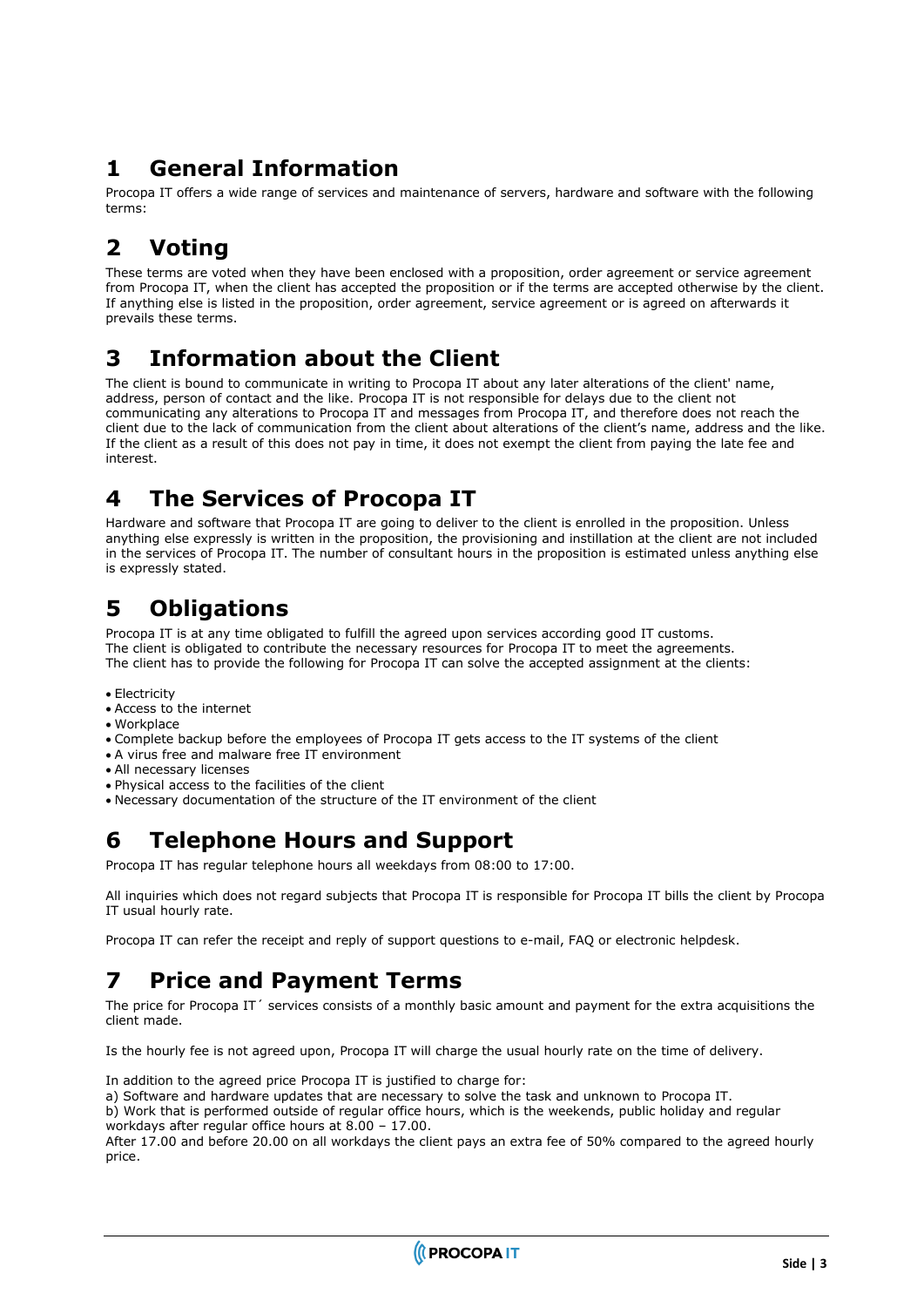# 1 General Information

Procopa IT offers a wide range of services and maintenance of servers, hardware and software with the following terms:

# 2 Voting

These terms are voted when they have been enclosed with a proposition, order agreement or service agreement from Procopa IT, when the client has accepted the proposition or if the terms are accepted otherwise by the client. If anything else is listed in the proposition, order agreement, service agreement or is agreed on afterwards it prevails these terms.

# 3 Information about the Client

The client is bound to communicate in writing to Procopa IT about any later alterations of the client' name, address, person of contact and the like. Procopa IT is not responsible for delays due to the client not communicating any alterations to Procopa IT and messages from Procopa IT, and therefore does not reach the client due to the lack of communication from the client about alterations of the client's name, address and the like. If the client as a result of this does not pay in time, it does not exempt the client from paying the late fee and interest.

# 4 The Services of Procopa IT

Hardware and software that Procopa IT are going to deliver to the client is enrolled in the proposition. Unless anything else expressly is written in the proposition, the provisioning and instillation at the client are not included in the services of Procopa IT. The number of consultant hours in the proposition is estimated unless anything else is expressly stated.

# 5 Obligations

Procopa IT is at any time obligated to fulfill the agreed upon services according good IT customs.
The client is obligated to contribute the necessary resources for Procopa IT to meet the agreements.
The client has to provide the following for Procopa IT can solve the accepted assignment at the clients:

- Electricity
- Access to the internet
- Workplace
- Complete backup before the employees of Procopa IT gets access to the IT systems of the client
- A virus free and malware free IT environment
- All necessary licenses
- Physical access to the facilities of the client
- Necessary documentation of the structure of the IT environment of the client

# 6 Telephone Hours and Support

Procopa IT has regular telephone hours all weekdays from 08:00 to 17:00.

All inquiries which does not regard subjects that Procopa IT is responsible for Procopa IT bills the client by Procopa IT usual hourly rate.

Procopa IT can refer the receipt and reply of support questions to e-mail, FAQ or electronic helpdesk.

# 7 Price and Payment Terms

The price for Procopa IT´ services consists of a monthly basic amount and payment for the extra acquisitions the client made.

Is the hourly fee is not agreed upon, Procopa IT will charge the usual hourly rate on the time of delivery.

In addition to the agreed price Procopa IT is justified to charge for:
a) Software and hardware updates that are necessary to solve the task and unknown to Procopa IT.
b) Work that is performed outside of regular office hours, which is the weekends, public holiday and regular workdays after regular office hours at 8.00 – 17.00.
After 17.00 and before 20.00 on all workdays the client pays an extra fee of 50% compared to the agreed hourly price.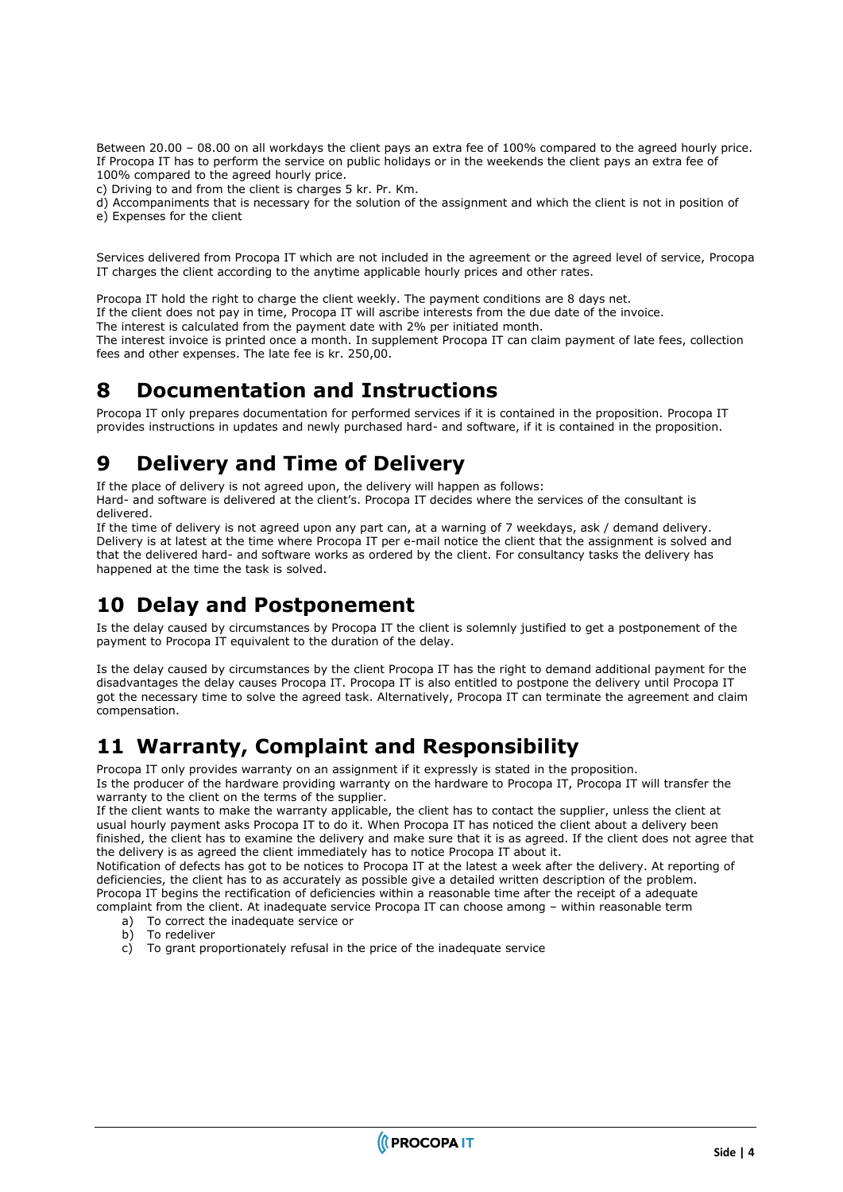Between 20.00 – 08.00 on all workdays the client pays an extra fee of 100% compared to the agreed hourly price. If Procopa IT has to perform the service on public holidays or in the weekends the client pays an extra fee of 100% compared to the agreed hourly price.

c) Driving to and from the client is charges 5 kr. Pr. Km.

d) Accompaniments that is necessary for the solution of the assignment and which the client is not in position of

e) Expenses for the client

Services delivered from Procopa IT which are not included in the agreement or the agreed level of service, Procopa IT charges the client according to the anytime applicable hourly prices and other rates.

Procopa IT hold the right to charge the client weekly. The payment conditions are 8 days net.
If the client does not pay in time, Procopa IT will ascribe interests from the due date of the invoice.
The interest is calculated from the payment date with 2% per initiated month.
The interest invoice is printed once a month. In supplement Procopa IT can claim payment of late fees, collection fees and other expenses. The late fee is kr. 250,00.

# 8 Documentation and Instructions

Procopa IT only prepares documentation for performed services if it is contained in the proposition. Procopa IT provides instructions in updates and newly purchased hard- and software, if it is contained in the proposition.

# 9 Delivery and Time of Delivery

If the place of delivery is not agreed upon, the delivery will happen as follows:
Hard- and software is delivered at the client's. Procopa IT decides where the services of the consultant is delivered.
If the time of delivery is not agreed upon any part can, at a warning of 7 weekdays, ask / demand delivery. Delivery is at latest at the time where Procopa IT per e-mail notice the client that the assignment is solved and that the delivered hard- and software works as ordered by the client. For consultancy tasks the delivery has happened at the time the task is solved.

# 10 Delay and Postponement

Is the delay caused by circumstances by Procopa IT the client is solemnly justified to get a postponement of the payment to Procopa IT equivalent to the duration of the delay.

Is the delay caused by circumstances by the client Procopa IT has the right to demand additional payment for the disadvantages the delay causes Procopa IT. Procopa IT is also entitled to postpone the delivery until Procopa IT got the necessary time to solve the agreed task. Alternatively, Procopa IT can terminate the agreement and claim compensation.

# 11 Warranty, Complaint and Responsibility

Procopa IT only provides warranty on an assignment if it expressly is stated in the proposition.
Is the producer of the hardware providing warranty on the hardware to Procopa IT, Procopa IT will transfer the warranty to the client on the terms of the supplier.
If the client wants to make the warranty applicable, the client has to contact the supplier, unless the client at usual hourly payment asks Procopa IT to do it. When Procopa IT has noticed the client about a delivery been finished, the client has to examine the delivery and make sure that it is as agreed. If the client does not agree that the delivery is as agreed the client immediately has to notice Procopa IT about it.
Notification of defects has got to be notices to Procopa IT at the latest a week after the delivery. At reporting of deficiencies, the client has to as accurately as possible give a detailed written description of the problem.
Procopa IT begins the rectification of deficiencies within a reasonable time after the receipt of a adequate complaint from the client. At inadequate service Procopa IT can choose among – within reasonable term

a) To correct the inadequate service or
b) To redeliver
c) To grant proportionately refusal in the price of the inadequate service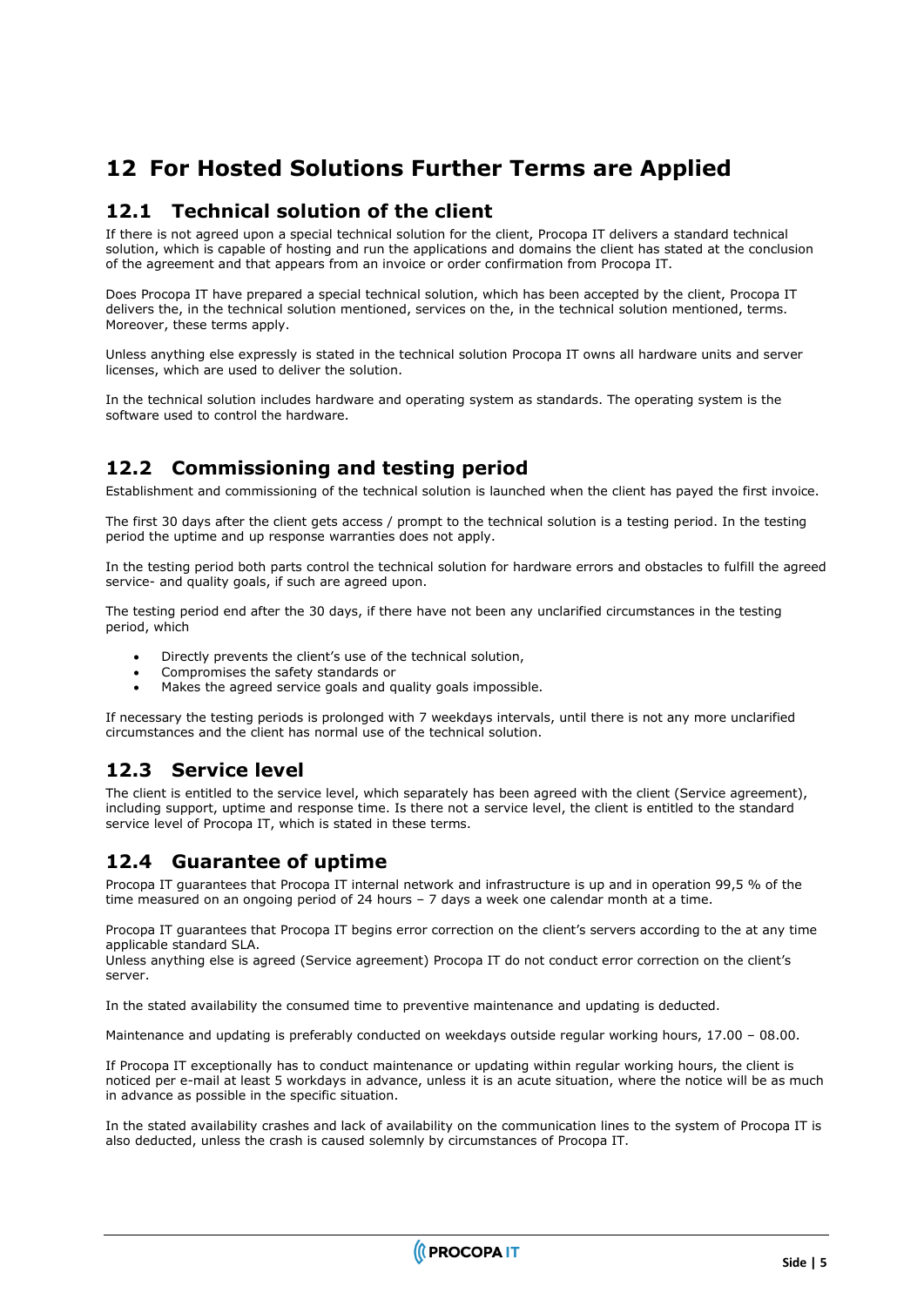# 12 For Hosted Solutions Further Terms are Applied

## 12.1 Technical solution of the client

If there is not agreed upon a special technical solution for the client, Procopa IT delivers a standard technical solution, which is capable of hosting and run the applications and domains the client has stated at the conclusion of the agreement and that appears from an invoice or order confirmation from Procopa IT.

Does Procopa IT have prepared a special technical solution, which has been accepted by the client, Procopa IT delivers the, in the technical solution mentioned, services on the, in the technical solution mentioned, terms. Moreover, these terms apply.

Unless anything else expressly is stated in the technical solution Procopa IT owns all hardware units and server licenses, which are used to deliver the solution.

In the technical solution includes hardware and operating system as standards. The operating system is the software used to control the hardware.

## 12.2 Commissioning and testing period

Establishment and commissioning of the technical solution is launched when the client has payed the first invoice.

The first 30 days after the client gets access / prompt to the technical solution is a testing period. In the testing period the uptime and up response warranties does not apply.

In the testing period both parts control the technical solution for hardware errors and obstacles to fulfill the agreed service- and quality goals, if such are agreed upon.

The testing period end after the 30 days, if there have not been any unclarified circumstances in the testing period, which

- Directly prevents the client's use of the technical solution,
- Compromises the safety standards or
- Makes the agreed service goals and quality goals impossible.

If necessary the testing periods is prolonged with 7 weekdays intervals, until there is not any more unclarified circumstances and the client has normal use of the technical solution.

## 12.3 Service level

The client is entitled to the service level, which separately has been agreed with the client (Service agreement), including support, uptime and response time. Is there not a service level, the client is entitled to the standard service level of Procopa IT, which is stated in these terms.

## 12.4 Guarantee of uptime

Procopa IT guarantees that Procopa IT internal network and infrastructure is up and in operation 99,5 % of the time measured on an ongoing period of 24 hours – 7 days a week one calendar month at a time.

Procopa IT guarantees that Procopa IT begins error correction on the client's servers according to the at any time applicable standard SLA.
Unless anything else is agreed (Service agreement) Procopa IT do not conduct error correction on the client's server.

In the stated availability the consumed time to preventive maintenance and updating is deducted.

Maintenance and updating is preferably conducted on weekdays outside regular working hours, 17.00 – 08.00.

If Procopa IT exceptionally has to conduct maintenance or updating within regular working hours, the client is noticed per e-mail at least 5 workdays in advance, unless it is an acute situation, where the notice will be as much in advance as possible in the specific situation.

In the stated availability crashes and lack of availability on the communication lines to the system of Procopa IT is also deducted, unless the crash is caused solemnly by circumstances of Procopa IT.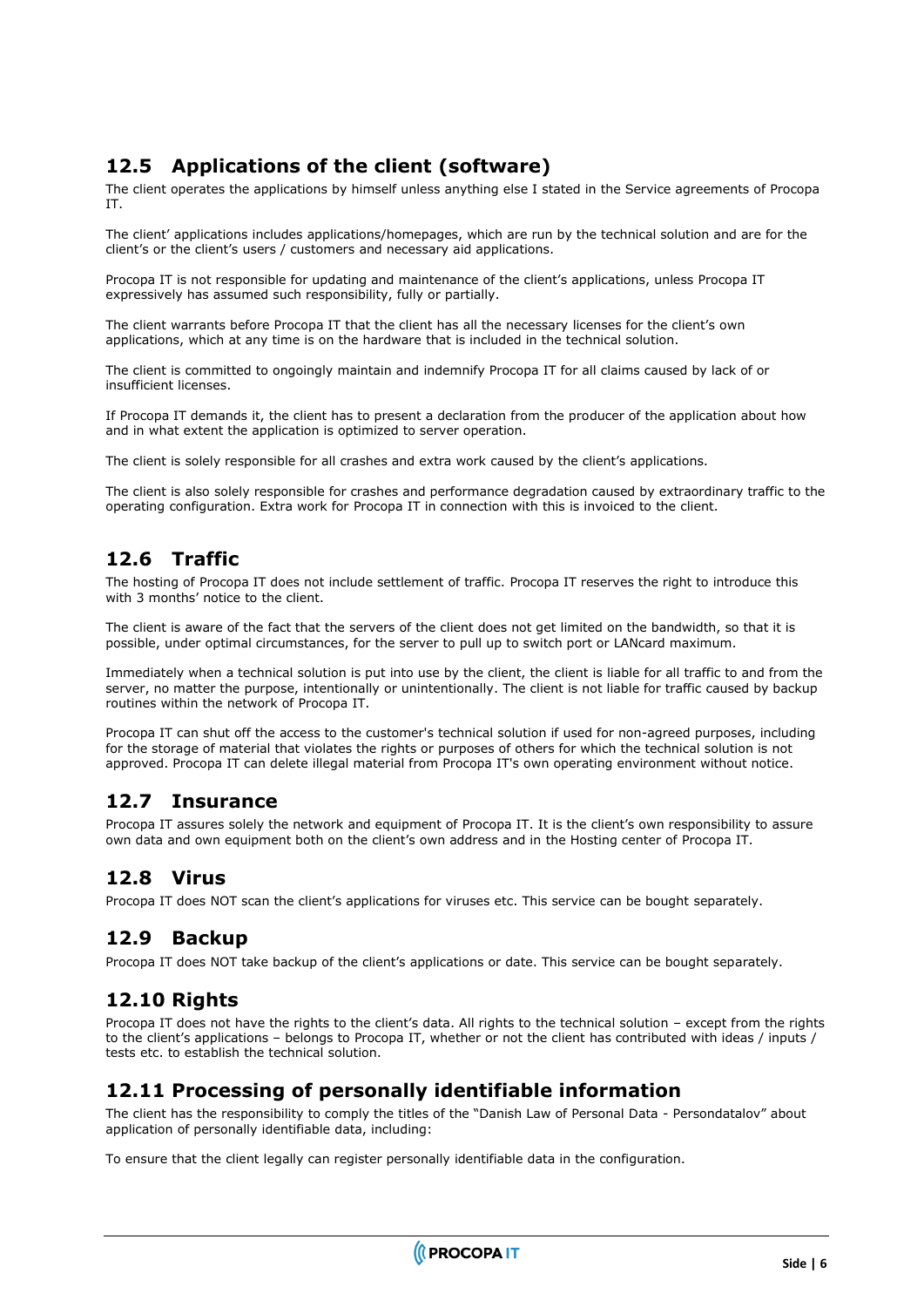## 12.5 Applications of the client (software)

The client operates the applications by himself unless anything else I stated in the Service agreements of Procopa IT.

The client' applications includes applications/homepages, which are run by the technical solution and are for the client's or the client's users / customers and necessary aid applications.

Procopa IT is not responsible for updating and maintenance of the client's applications, unless Procopa IT expressively has assumed such responsibility, fully or partially.

The client warrants before Procopa IT that the client has all the necessary licenses for the client's own applications, which at any time is on the hardware that is included in the technical solution.

The client is committed to ongoingly maintain and indemnify Procopa IT for all claims caused by lack of or insufficient licenses.

If Procopa IT demands it, the client has to present a declaration from the producer of the application about how and in what extent the application is optimized to server operation.

The client is solely responsible for all crashes and extra work caused by the client's applications.

The client is also solely responsible for crashes and performance degradation caused by extraordinary traffic to the operating configuration. Extra work for Procopa IT in connection with this is invoiced to the client.

## 12.6 Traffic

The hosting of Procopa IT does not include settlement of traffic. Procopa IT reserves the right to introduce this with 3 months' notice to the client.

The client is aware of the fact that the servers of the client does not get limited on the bandwidth, so that it is possible, under optimal circumstances, for the server to pull up to switch port or LANcard maximum.

Immediately when a technical solution is put into use by the client, the client is liable for all traffic to and from the server, no matter the purpose, intentionally or unintentionally. The client is not liable for traffic caused by backup routines within the network of Procopa IT.

Procopa IT can shut off the access to the customer's technical solution if used for non-agreed purposes, including for the storage of material that violates the rights or purposes of others for which the technical solution is not approved. Procopa IT can delete illegal material from Procopa IT's own operating environment without notice.

## 12.7 Insurance

Procopa IT assures solely the network and equipment of Procopa IT. It is the client's own responsibility to assure own data and own equipment both on the client's own address and in the Hosting center of Procopa IT.

## 12.8 Virus

Procopa IT does NOT scan the client's applications for viruses etc. This service can be bought separately.

## 12.9 Backup

Procopa IT does NOT take backup of the client's applications or date. This service can be bought separately.

## 12.10 Rights

Procopa IT does not have the rights to the client's data. All rights to the technical solution – except from the rights to the client's applications – belongs to Procopa IT, whether or not the client has contributed with ideas / inputs / tests etc. to establish the technical solution.

## 12.11 Processing of personally identifiable information

The client has the responsibility to comply the titles of the "Danish Law of Personal Data - Persondatalov" about application of personally identifiable data, including:

To ensure that the client legally can register personally identifiable data in the configuration.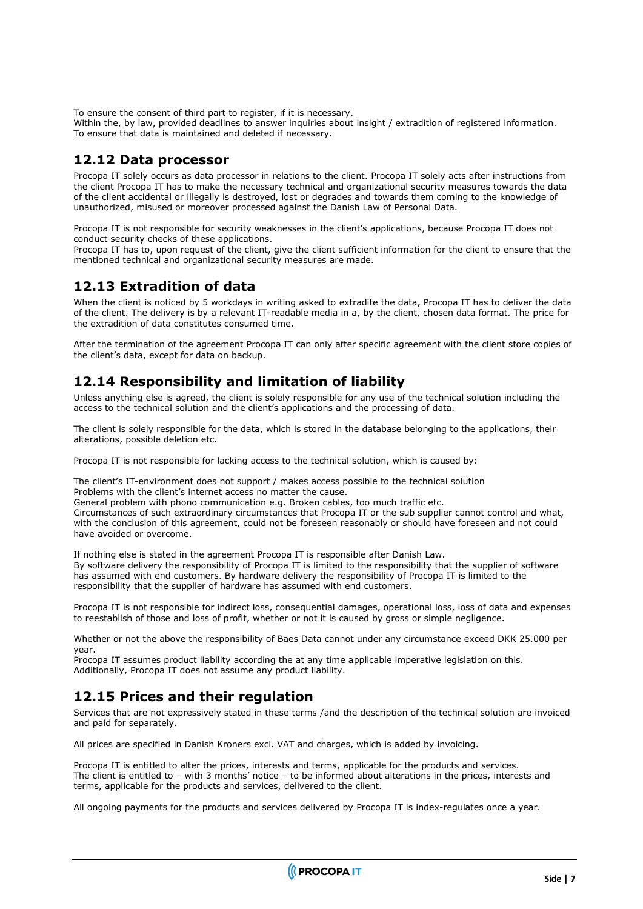To ensure the consent of third part to register, if it is necessary.
Within the, by law, provided deadlines to answer inquiries about insight / extradition of registered information.
To ensure that data is maintained and deleted if necessary.

## 12.12 Data processor

Procopa IT solely occurs as data processor in relations to the client. Procopa IT solely acts after instructions from the client Procopa IT has to make the necessary technical and organizational security measures towards the data of the client accidental or illegally is destroyed, lost or degrades and towards them coming to the knowledge of unauthorized, misused or moreover processed against the Danish Law of Personal Data.

Procopa IT is not responsible for security weaknesses in the client's applications, because Procopa IT does not conduct security checks of these applications.
Procopa IT has to, upon request of the client, give the client sufficient information for the client to ensure that the mentioned technical and organizational security measures are made.

## 12.13 Extradition of data

When the client is noticed by 5 workdays in writing asked to extradite the data, Procopa IT has to deliver the data of the client. The delivery is by a relevant IT-readable media in a, by the client, chosen data format. The price for the extradition of data constitutes consumed time.

After the termination of the agreement Procopa IT can only after specific agreement with the client store copies of the client's data, except for data on backup.

## 12.14 Responsibility and limitation of liability

Unless anything else is agreed, the client is solely responsible for any use of the technical solution including the access to the technical solution and the client's applications and the processing of data.

The client is solely responsible for the data, which is stored in the database belonging to the applications, their alterations, possible deletion etc.

Procopa IT is not responsible for lacking access to the technical solution, which is caused by:

The client's IT-environment does not support / makes access possible to the technical solution
Problems with the client's internet access no matter the cause.
General problem with phono communication e.g. Broken cables, too much traffic etc.
Circumstances of such extraordinary circumstances that Procopa IT or the sub supplier cannot control and what, with the conclusion of this agreement, could not be foreseen reasonably or should have foreseen and not could have avoided or overcome.

If nothing else is stated in the agreement Procopa IT is responsible after Danish Law.
By software delivery the responsibility of Procopa IT is limited to the responsibility that the supplier of software has assumed with end customers. By hardware delivery the responsibility of Procopa IT is limited to the responsibility that the supplier of hardware has assumed with end customers.

Procopa IT is not responsible for indirect loss, consequential damages, operational loss, loss of data and expenses to reestablish of those and loss of profit, whether or not it is caused by gross or simple negligence.

Whether or not the above the responsibility of Baes Data cannot under any circumstance exceed DKK 25.000 per year.
Procopa IT assumes product liability according the at any time applicable imperative legislation on this.
Additionally, Procopa IT does not assume any product liability.

## 12.15 Prices and their regulation

Services that are not expressively stated in these terms /and the description of the technical solution are invoiced and paid for separately.

All prices are specified in Danish Kroners excl. VAT and charges, which is added by invoicing.

Procopa IT is entitled to alter the prices, interests and terms, applicable for the products and services.
The client is entitled to – with 3 months' notice – to be informed about alterations in the prices, interests and terms, applicable for the products and services, delivered to the client.

All ongoing payments for the products and services delivered by Procopa IT is index-regulates once a year.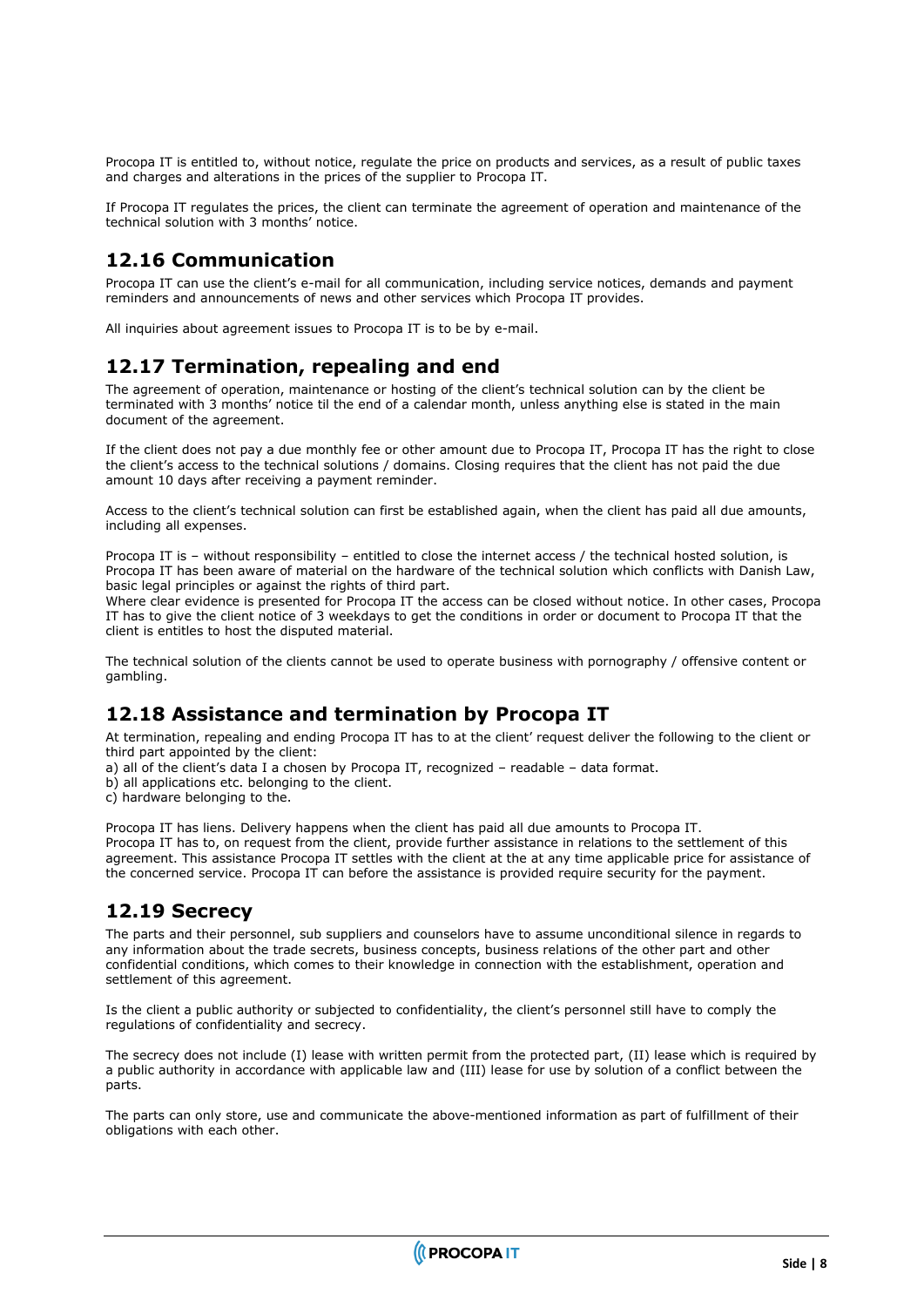Procopa IT is entitled to, without notice, regulate the price on products and services, as a result of public taxes and charges and alterations in the prices of the supplier to Procopa IT.

If Procopa IT regulates the prices, the client can terminate the agreement of operation and maintenance of the technical solution with 3 months' notice.

## 12.16 Communication

Procopa IT can use the client's e-mail for all communication, including service notices, demands and payment reminders and announcements of news and other services which Procopa IT provides.

All inquiries about agreement issues to Procopa IT is to be by e-mail.

## 12.17 Termination, repealing and end

The agreement of operation, maintenance or hosting of the client's technical solution can by the client be terminated with 3 months' notice til the end of a calendar month, unless anything else is stated in the main document of the agreement.

If the client does not pay a due monthly fee or other amount due to Procopa IT, Procopa IT has the right to close the client's access to the technical solutions / domains. Closing requires that the client has not paid the due amount 10 days after receiving a payment reminder.

Access to the client's technical solution can first be established again, when the client has paid all due amounts, including all expenses.

Procopa IT is – without responsibility – entitled to close the internet access / the technical hosted solution, is Procopa IT has been aware of material on the hardware of the technical solution which conflicts with Danish Law, basic legal principles or against the rights of third part.
Where clear evidence is presented for Procopa IT the access can be closed without notice. In other cases, Procopa IT has to give the client notice of 3 weekdays to get the conditions in order or document to Procopa IT that the client is entitles to host the disputed material.

The technical solution of the clients cannot be used to operate business with pornography / offensive content or gambling.

## 12.18 Assistance and termination by Procopa IT

At termination, repealing and ending Procopa IT has to at the client' request deliver the following to the client or third part appointed by the client:
a) all of the client's data I a chosen by Procopa IT, recognized – readable – data format.
b) all applications etc. belonging to the client.
c) hardware belonging to the.

Procopa IT has liens. Delivery happens when the client has paid all due amounts to Procopa IT.
Procopa IT has to, on request from the client, provide further assistance in relations to the settlement of this agreement. This assistance Procopa IT settles with the client at the at any time applicable price for assistance of the concerned service. Procopa IT can before the assistance is provided require security for the payment.

## 12.19 Secrecy

The parts and their personnel, sub suppliers and counselors have to assume unconditional silence in regards to any information about the trade secrets, business concepts, business relations of the other part and other confidential conditions, which comes to their knowledge in connection with the establishment, operation and settlement of this agreement.

Is the client a public authority or subjected to confidentiality, the client's personnel still have to comply the regulations of confidentiality and secrecy.

The secrecy does not include (I) lease with written permit from the protected part, (II) lease which is required by a public authority in accordance with applicable law and (III) lease for use by solution of a conflict between the parts.

The parts can only store, use and communicate the above-mentioned information as part of fulfillment of their obligations with each other.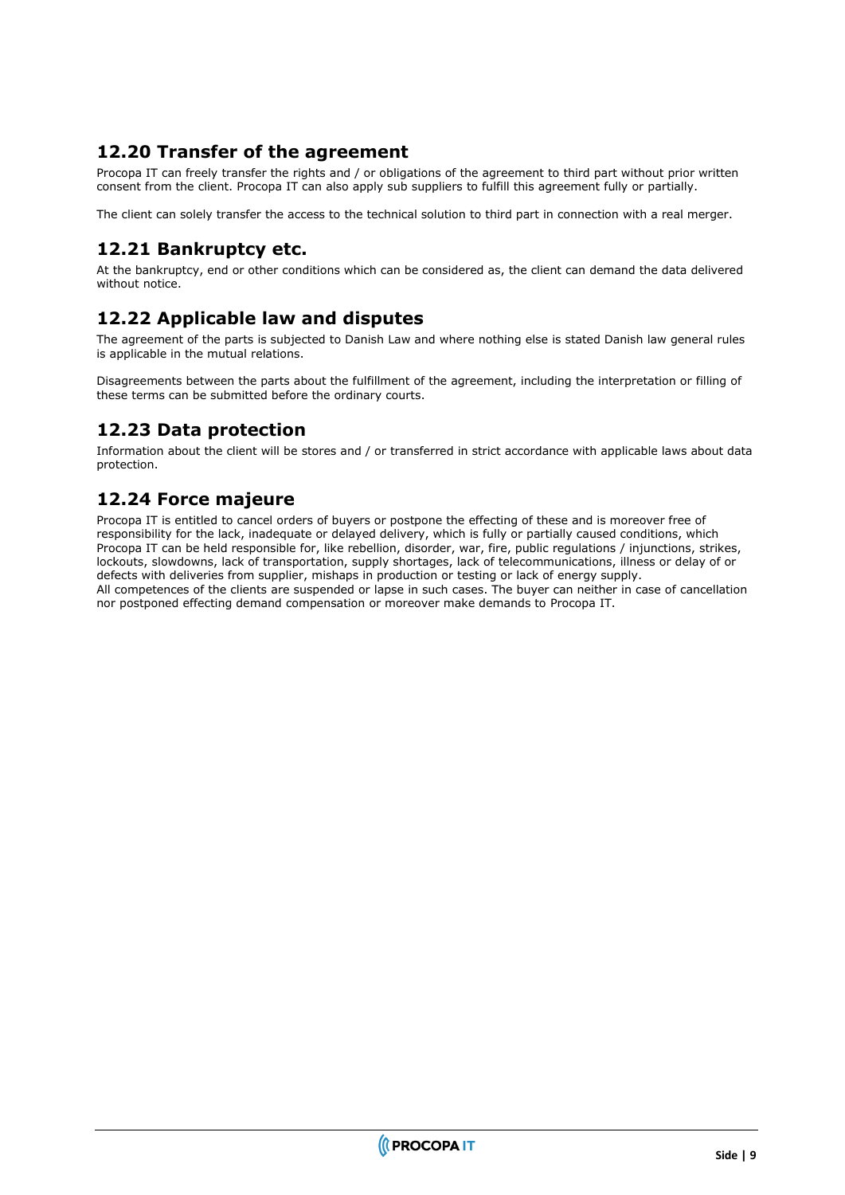## 12.20 Transfer of the agreement

Procopa IT can freely transfer the rights and / or obligations of the agreement to third part without prior written consent from the client. Procopa IT can also apply sub suppliers to fulfill this agreement fully or partially.

The client can solely transfer the access to the technical solution to third part in connection with a real merger.

## 12.21 Bankruptcy etc.

At the bankruptcy, end or other conditions which can be considered as, the client can demand the data delivered without notice.

## 12.22 Applicable law and disputes

The agreement of the parts is subjected to Danish Law and where nothing else is stated Danish law general rules is applicable in the mutual relations.

Disagreements between the parts about the fulfillment of the agreement, including the interpretation or filling of these terms can be submitted before the ordinary courts.

## 12.23 Data protection

Information about the client will be stores and / or transferred in strict accordance with applicable laws about data protection.

## 12.24 Force majeure

Procopa IT is entitled to cancel orders of buyers or postpone the effecting of these and is moreover free of responsibility for the lack, inadequate or delayed delivery, which is fully or partially caused conditions, which Procopa IT can be held responsible for, like rebellion, disorder, war, fire, public regulations / injunctions, strikes, lockouts, slowdowns, lack of transportation, supply shortages, lack of telecommunications, illness or delay of or defects with deliveries from supplier, mishaps in production or testing or lack of energy supply.
All competences of the clients are suspended or lapse in such cases. The buyer can neither in case of cancellation nor postponed effecting demand compensation or moreover make demands to Procopa IT.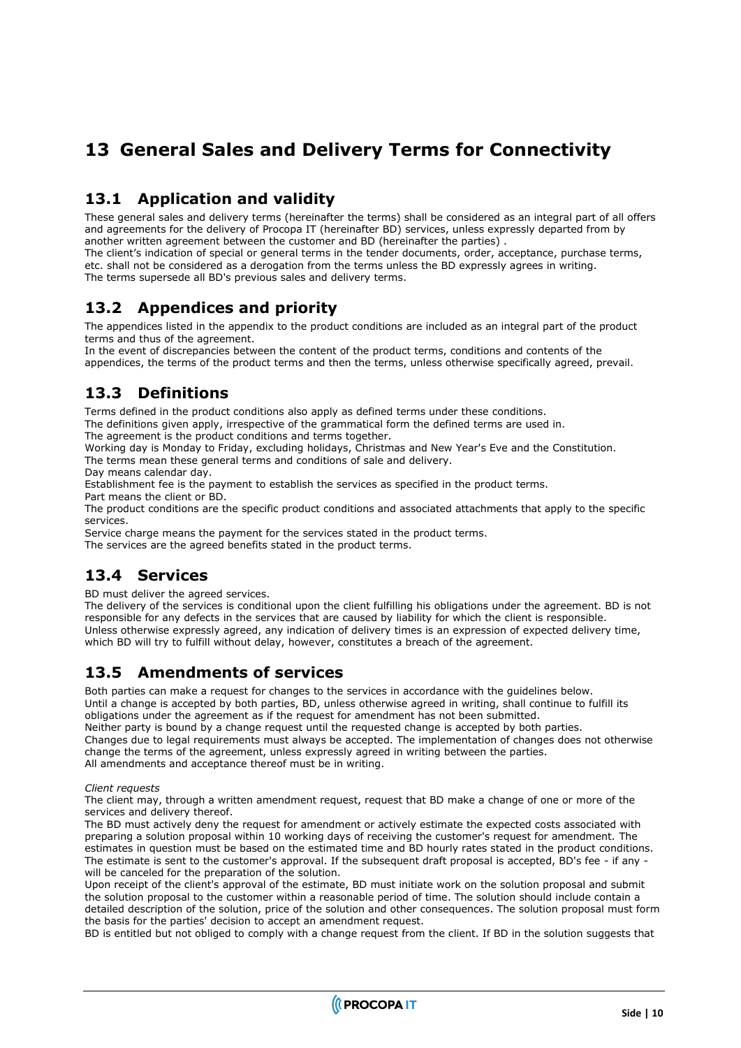# 13 General Sales and Delivery Terms for Connectivity

## 13.1 Application and validity

These general sales and delivery terms (hereinafter the terms) shall be considered as an integral part of all offers and agreements for the delivery of Procopa IT (hereinafter BD) services, unless expressly departed from by another written agreement between the customer and BD (hereinafter the parties) .
The client's indication of special or general terms in the tender documents, order, acceptance, purchase terms, etc. shall not be considered as a derogation from the terms unless the BD expressly agrees in writing.
The terms supersede all BD's previous sales and delivery terms.

## 13.2 Appendices and priority

The appendices listed in the appendix to the product conditions are included as an integral part of the product terms and thus of the agreement.
In the event of discrepancies between the content of the product terms, conditions and contents of the appendices, the terms of the product terms and then the terms, unless otherwise specifically agreed, prevail.

## 13.3 Definitions

Terms defined in the product conditions also apply as defined terms under these conditions.
The definitions given apply, irrespective of the grammatical form the defined terms are used in.
The agreement is the product conditions and terms together.
Working day is Monday to Friday, excluding holidays, Christmas and New Year's Eve and the Constitution.
The terms mean these general terms and conditions of sale and delivery.
Day means calendar day.
Establishment fee is the payment to establish the services as specified in the product terms.
Part means the client or BD.
The product conditions are the specific product conditions and associated attachments that apply to the specific services.
Service charge means the payment for the services stated in the product terms.
The services are the agreed benefits stated in the product terms.

## 13.4 Services

BD must deliver the agreed services.
The delivery of the services is conditional upon the client fulfilling his obligations under the agreement. BD is not responsible for any defects in the services that are caused by liability for which the client is responsible.
Unless otherwise expressly agreed, any indication of delivery times is an expression of expected delivery time, which BD will try to fulfill without delay, however, constitutes a breach of the agreement.

## 13.5 Amendments of services

Both parties can make a request for changes to the services in accordance with the guidelines below.
Until a change is accepted by both parties, BD, unless otherwise agreed in writing, shall continue to fulfill its obligations under the agreement as if the request for amendment has not been submitted.
Neither party is bound by a change request until the requested change is accepted by both parties.
Changes due to legal requirements must always be accepted. The implementation of changes does not otherwise change the terms of the agreement, unless expressly agreed in writing between the parties.
All amendments and acceptance thereof must be in writing.

*Client requests*

The client may, through a written amendment request, request that BD make a change of one or more of the services and delivery thereof.
The BD must actively deny the request for amendment or actively estimate the expected costs associated with preparing a solution proposal within 10 working days of receiving the customer's request for amendment. The estimates in question must be based on the estimated time and BD hourly rates stated in the product conditions. The estimate is sent to the customer's approval. If the subsequent draft proposal is accepted, BD's fee - if any - will be canceled for the preparation of the solution.
Upon receipt of the client's approval of the estimate, BD must initiate work on the solution proposal and submit the solution proposal to the customer within a reasonable period of time. The solution should include contain a detailed description of the solution, price of the solution and other consequences. The solution proposal must form the basis for the parties' decision to accept an amendment request.
BD is entitled but not obliged to comply with a change request from the client. If BD in the solution suggests that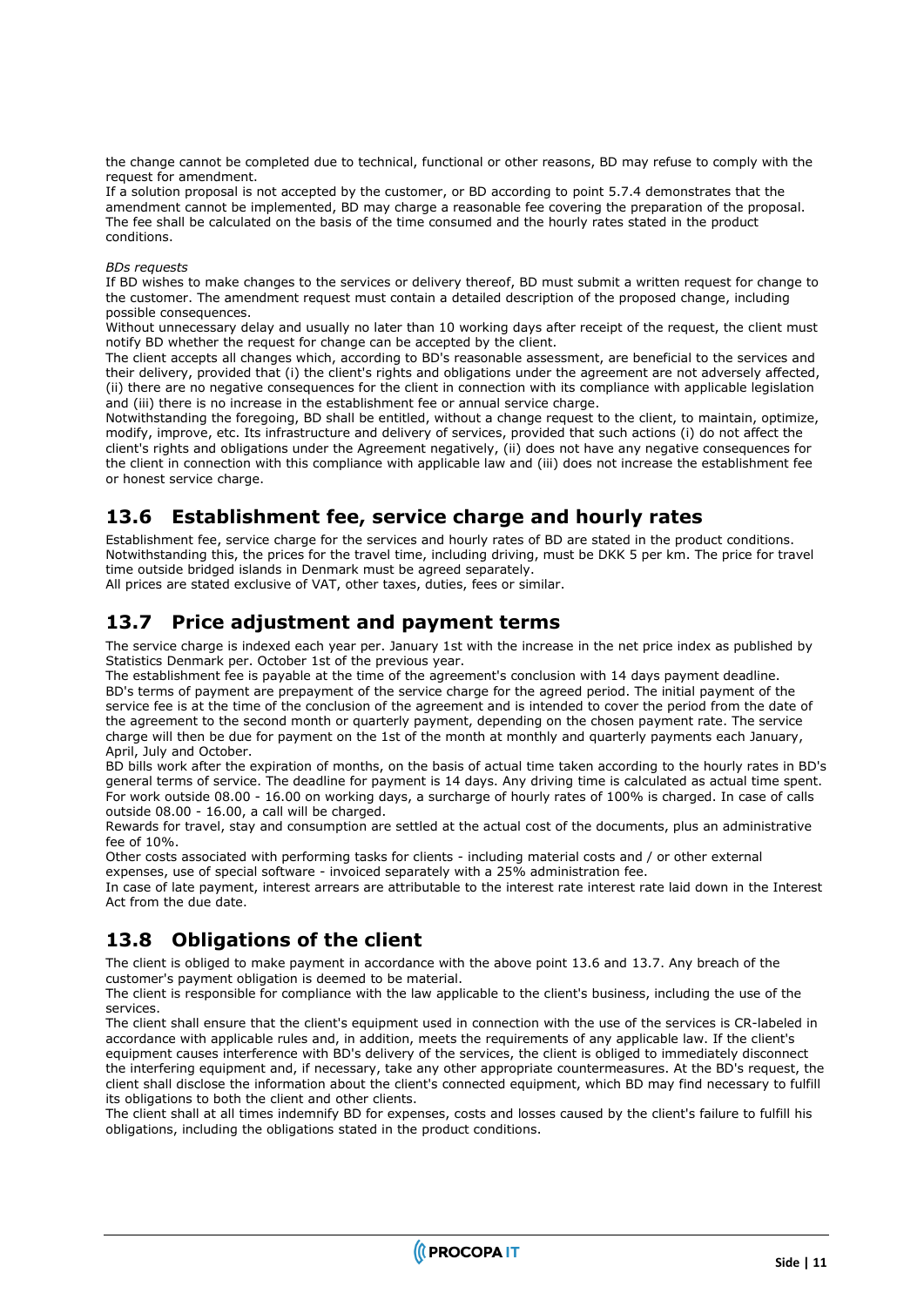the change cannot be completed due to technical, functional or other reasons, BD may refuse to comply with the request for amendment.
If a solution proposal is not accepted by the customer, or BD according to point 5.7.4 demonstrates that the amendment cannot be implemented, BD may charge a reasonable fee covering the preparation of the proposal. The fee shall be calculated on the basis of the time consumed and the hourly rates stated in the product conditions.

*BDs requests*
If BD wishes to make changes to the services or delivery thereof, BD must submit a written request for change to the customer. The amendment request must contain a detailed description of the proposed change, including possible consequences.
Without unnecessary delay and usually no later than 10 working days after receipt of the request, the client must notify BD whether the request for change can be accepted by the client.
The client accepts all changes which, according to BD's reasonable assessment, are beneficial to the services and their delivery, provided that (i) the client's rights and obligations under the agreement are not adversely affected, (ii) there are no negative consequences for the client in connection with its compliance with applicable legislation and (iii) there is no increase in the establishment fee or annual service charge.
Notwithstanding the foregoing, BD shall be entitled, without a change request to the client, to maintain, optimize, modify, improve, etc. Its infrastructure and delivery of services, provided that such actions (i) do not affect the client's rights and obligations under the Agreement negatively, (ii) does not have any negative consequences for the client in connection with this compliance with applicable law and (iii) does not increase the establishment fee or honest service charge.

## 13.6 Establishment fee, service charge and hourly rates

Establishment fee, service charge for the services and hourly rates of BD are stated in the product conditions. Notwithstanding this, the prices for the travel time, including driving, must be DKK 5 per km. The price for travel time outside bridged islands in Denmark must be agreed separately.
All prices are stated exclusive of VAT, other taxes, duties, fees or similar.

## 13.7 Price adjustment and payment terms

The service charge is indexed each year per. January 1st with the increase in the net price index as published by Statistics Denmark per. October 1st of the previous year.
The establishment fee is payable at the time of the agreement's conclusion with 14 days payment deadline.
BD's terms of payment are prepayment of the service charge for the agreed period. The initial payment of the service fee is at the time of the conclusion of the agreement and is intended to cover the period from the date of the agreement to the second month or quarterly payment, depending on the chosen payment rate. The service charge will then be due for payment on the 1st of the month at monthly and quarterly payments each January, April, July and October.
BD bills work after the expiration of months, on the basis of actual time taken according to the hourly rates in BD's general terms of service. The deadline for payment is 14 days. Any driving time is calculated as actual time spent. For work outside 08.00 - 16.00 on working days, a surcharge of hourly rates of 100% is charged. In case of calls outside 08.00 - 16.00, a call will be charged.
Rewards for travel, stay and consumption are settled at the actual cost of the documents, plus an administrative fee of 10%.
Other costs associated with performing tasks for clients - including material costs and / or other external expenses, use of special software - invoiced separately with a 25% administration fee.
In case of late payment, interest arrears are attributable to the interest rate interest rate laid down in the Interest Act from the due date.

## 13.8 Obligations of the client

The client is obliged to make payment in accordance with the above point 13.6 and 13.7. Any breach of the customer's payment obligation is deemed to be material.
The client is responsible for compliance with the law applicable to the client's business, including the use of the services.
The client shall ensure that the client's equipment used in connection with the use of the services is CR-labeled in accordance with applicable rules and, in addition, meets the requirements of any applicable law. If the client's equipment causes interference with BD's delivery of the services, the client is obliged to immediately disconnect the interfering equipment and, if necessary, take any other appropriate countermeasures. At the BD's request, the client shall disclose the information about the client's connected equipment, which BD may find necessary to fulfill its obligations to both the client and other clients.
The client shall at all times indemnify BD for expenses, costs and losses caused by the client's failure to fulfill his obligations, including the obligations stated in the product conditions.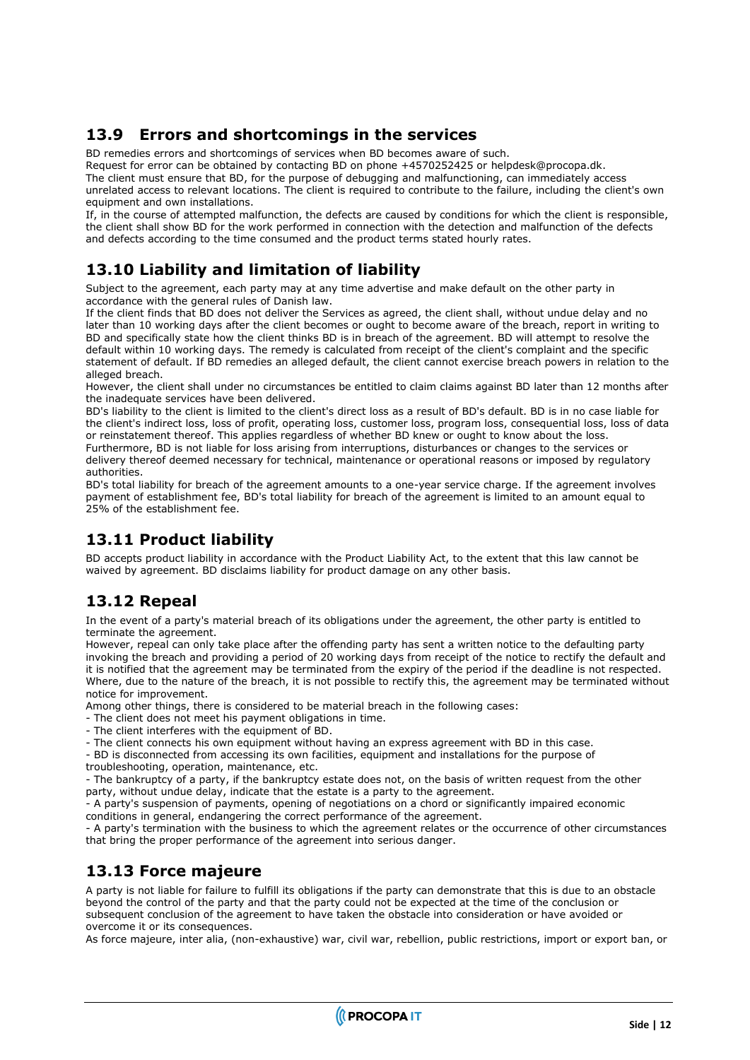## 13.9 Errors and shortcomings in the services

BD remedies errors and shortcomings of services when BD becomes aware of such.
Request for error can be obtained by contacting BD on phone +4570252425 or helpdesk@procopa.dk.
The client must ensure that BD, for the purpose of debugging and malfunctioning, can immediately access unrelated access to relevant locations. The client is required to contribute to the failure, including the client's own equipment and own installations.
If, in the course of attempted malfunction, the defects are caused by conditions for which the client is responsible, the client shall show BD for the work performed in connection with the detection and malfunction of the defects and defects according to the time consumed and the product terms stated hourly rates.

## 13.10 Liability and limitation of liability

Subject to the agreement, each party may at any time advertise and make default on the other party in accordance with the general rules of Danish law.
If the client finds that BD does not deliver the Services as agreed, the client shall, without undue delay and no later than 10 working days after the client becomes or ought to become aware of the breach, report in writing to BD and specifically state how the client thinks BD is in breach of the agreement. BD will attempt to resolve the default within 10 working days. The remedy is calculated from receipt of the client's complaint and the specific statement of default. If BD remedies an alleged default, the client cannot exercise breach powers in relation to the alleged breach.
However, the client shall under no circumstances be entitled to claim claims against BD later than 12 months after the inadequate services have been delivered.
BD's liability to the client is limited to the client's direct loss as a result of BD's default. BD is in no case liable for the client's indirect loss, loss of profit, operating loss, customer loss, program loss, consequential loss, loss of data or reinstatement thereof. This applies regardless of whether BD knew or ought to know about the loss.
Furthermore, BD is not liable for loss arising from interruptions, disturbances or changes to the services or delivery thereof deemed necessary for technical, maintenance or operational reasons or imposed by regulatory authorities.
BD's total liability for breach of the agreement amounts to a one-year service charge. If the agreement involves payment of establishment fee, BD's total liability for breach of the agreement is limited to an amount equal to 25% of the establishment fee.

## 13.11 Product liability

BD accepts product liability in accordance with the Product Liability Act, to the extent that this law cannot be waived by agreement. BD disclaims liability for product damage on any other basis.

## 13.12 Repeal

In the event of a party's material breach of its obligations under the agreement, the other party is entitled to terminate the agreement.
However, repeal can only take place after the offending party has sent a written notice to the defaulting party invoking the breach and providing a period of 20 working days from receipt of the notice to rectify the default and it is notified that the agreement may be terminated from the expiry of the period if the deadline is not respected. Where, due to the nature of the breach, it is not possible to rectify this, the agreement may be terminated without notice for improvement.
Among other things, there is considered to be material breach in the following cases:

- The client does not meet his payment obligations in time.
- The client interferes with the equipment of BD.
- The client connects his own equipment without having an express agreement with BD in this case.
- BD is disconnected from accessing its own facilities, equipment and installations for the purpose of troubleshooting, operation, maintenance, etc.
- The bankruptcy of a party, if the bankruptcy estate does not, on the basis of written request from the other party, without undue delay, indicate that the estate is a party to the agreement.
- A party's suspension of payments, opening of negotiations on a chord or significantly impaired economic conditions in general, endangering the correct performance of the agreement.
- A party's termination with the business to which the agreement relates or the occurrence of other circumstances that bring the proper performance of the agreement into serious danger.

## 13.13 Force majeure

A party is not liable for failure to fulfill its obligations if the party can demonstrate that this is due to an obstacle beyond the control of the party and that the party could not be expected at the time of the conclusion or subsequent conclusion of the agreement to have taken the obstacle into consideration or have avoided or overcome it or its consequences.
As force majeure, inter alia, (non-exhaustive) war, civil war, rebellion, public restrictions, import or export ban, or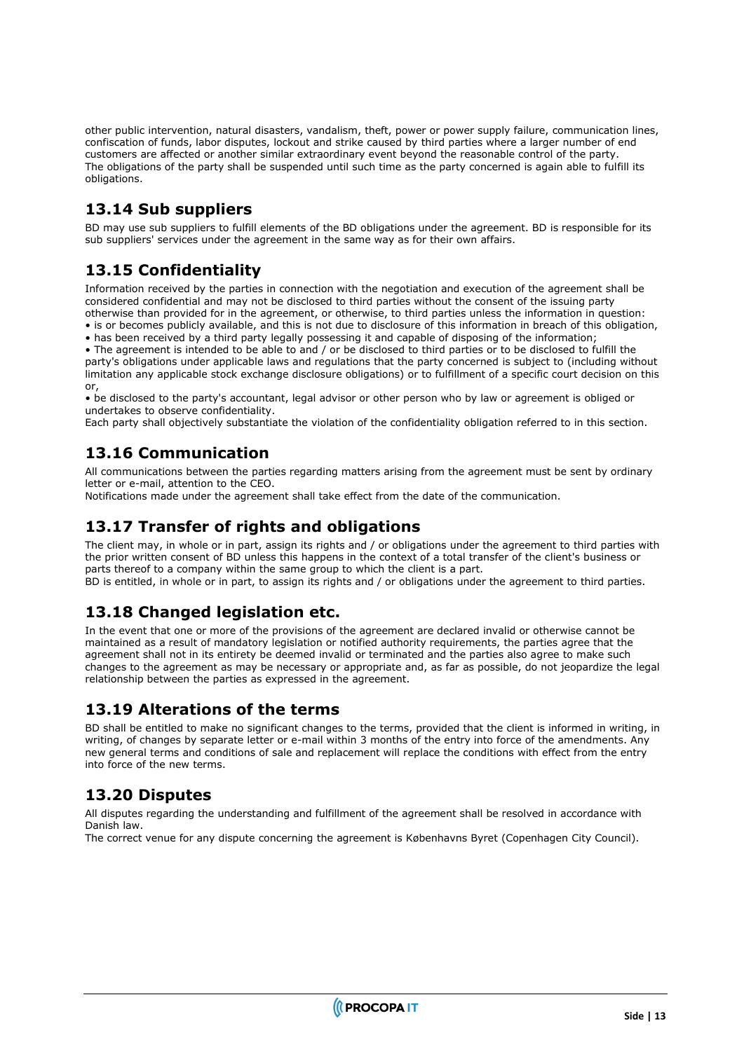other public intervention, natural disasters, vandalism, theft, power or power supply failure, communication lines, confiscation of funds, labor disputes, lockout and strike caused by third parties where a larger number of end customers are affected or another similar extraordinary event beyond the reasonable control of the party.
The obligations of the party shall be suspended until such time as the party concerned is again able to fulfill its obligations.

## 13.14 Sub suppliers

BD may use sub suppliers to fulfill elements of the BD obligations under the agreement. BD is responsible for its sub suppliers' services under the agreement in the same way as for their own affairs.

## 13.15 Confidentiality

Information received by the parties in connection with the negotiation and execution of the agreement shall be considered confidential and may not be disclosed to third parties without the consent of the issuing party otherwise than provided for in the agreement, or otherwise, to third parties unless the information in question:

- is or becomes publicly available, and this is not due to disclosure of this information in breach of this obligation,
- has been received by a third party legally possessing it and capable of disposing of the information;
- The agreement is intended to be able to and / or be disclosed to third parties or to be disclosed to fulfill the party's obligations under applicable laws and regulations that the party concerned is subject to (including without limitation any applicable stock exchange disclosure obligations) or to fulfillment of a specific court decision on this or,
- be disclosed to the party's accountant, legal advisor or other person who by law or agreement is obliged or undertakes to observe confidentiality.

Each party shall objectively substantiate the violation of the confidentiality obligation referred to in this section.

## 13.16 Communication

All communications between the parties regarding matters arising from the agreement must be sent by ordinary letter or e-mail, attention to the CEO.
Notifications made under the agreement shall take effect from the date of the communication.

## 13.17 Transfer of rights and obligations

The client may, in whole or in part, assign its rights and / or obligations under the agreement to third parties with the prior written consent of BD unless this happens in the context of a total transfer of the client's business or parts thereof to a company within the same group to which the client is a part.
BD is entitled, in whole or in part, to assign its rights and / or obligations under the agreement to third parties.

## 13.18 Changed legislation etc.

In the event that one or more of the provisions of the agreement are declared invalid or otherwise cannot be maintained as a result of mandatory legislation or notified authority requirements, the parties agree that the agreement shall not in its entirety be deemed invalid or terminated and the parties also agree to make such changes to the agreement as may be necessary or appropriate and, as far as possible, do not jeopardize the legal relationship between the parties as expressed in the agreement.

## 13.19 Alterations of the terms

BD shall be entitled to make no significant changes to the terms, provided that the client is informed in writing, in writing, of changes by separate letter or e-mail within 3 months of the entry into force of the amendments. Any new general terms and conditions of sale and replacement will replace the conditions with effect from the entry into force of the new terms.

## 13.20 Disputes

All disputes regarding the understanding and fulfillment of the agreement shall be resolved in accordance with Danish law.
The correct venue for any dispute concerning the agreement is Københavns Byret (Copenhagen City Council).